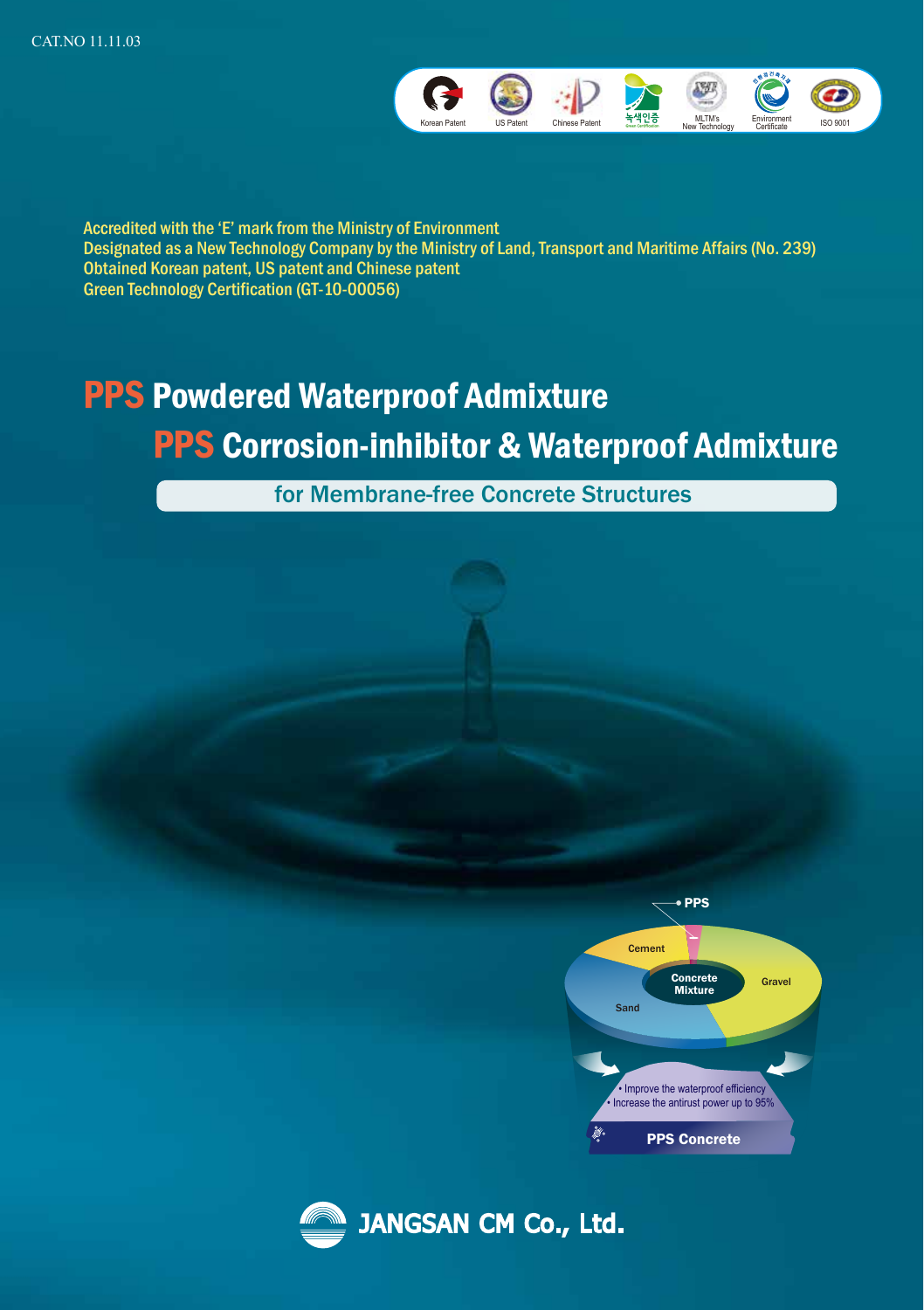CAT.NO 11.11.03

Korean Patent | US Patent | Chinese Patent | 녹색인증 | MLTM's New Technology | Environment Certificate | ISO 9001

Accredited with the 'E' mark from the Ministry of Environment
Designated as a New Technology Company by the Ministry of Land, Transport and Maritime Affairs (No. 239)
Obtained Korean patent, US patent and Chinese patent
Green Technology Certification (GT-10-00056)

# PPS Powdered Waterproof Admixture

# PPS Corrosion-inhibitor & Waterproof Admixture

## for Membrane-free Concrete Structures

PPS
Cement
Gravel
Sand
Concrete Mixture

- Improve the waterproof efficiency
- Increase the antirust power up to 95%

**PPS Concrete**

**JANGSAN CM Co., Ltd.**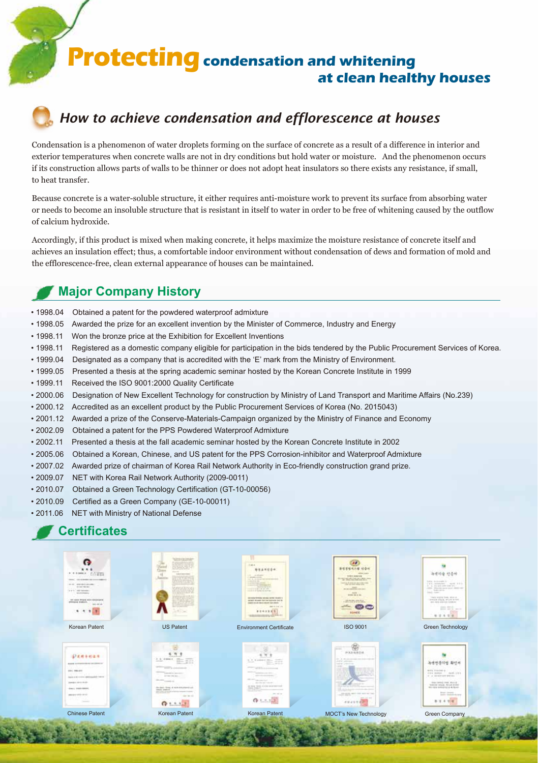# **Protecting** condensation and whitening at clean healthy houses

## *How to achieve condensation and efflorescence at houses*

Condensation is a phenomenon of water droplets forming on the surface of concrete as a result of a difference in interior and exterior temperatures when concrete walls are not in dry conditions but hold water or moisture. And the phenomenon occurs if its construction allows parts of walls to be thinner or does not adopt heat insulators so there exists any resistance, if small, to heat transfer.

Because concrete is a water-soluble structure, it either requires anti-moisture work to prevent its surface from absorbing water or needs to become an insoluble structure that is resistant in itself to water in order to be free of whitening caused by the outflow of calcium hydroxide.

Accordingly, if this product is mixed when making concrete, it helps maximize the moisture resistance of concrete itself and achieves an insulation effect; thus, a comfortable indoor environment without condensation of dews and formation of mold and the efflorescence-free, clean external appearance of houses can be maintained.

## Major Company History

- 1998.04 Obtained a patent for the powdered waterproof admixture
- 1998.05 Awarded the prize for an excellent invention by the Minister of Commerce, Industry and Energy
- 1998.11 Won the bronze price at the Exhibition for Excellent Inventions
- 1998.11 Registered as a domestic company eligible for participation in the bids tendered by the Public Procurement Services of Korea.
- 1999.04 Designated as a company that is accredited with the 'E' mark from the Ministry of Environment.
- 1999.05 Presented a thesis at the spring academic seminar hosted by the Korean Concrete Institute in 1999
- 1999.11 Received the ISO 9001:2000 Quality Certificate
- 2000.06 Designation of New Excellent Technology for construction by Ministry of Land Transport and Maritime Affairs (No.239)
- 2000.12 Accredited as an excellent product by the Public Procurement Services of Korea (No. 2015043)
- 2001.12 Awarded a prize of the Conserve-Materials-Campaign organized by the Ministry of Finance and Economy
- 2002.09 Obtained a patent for the PPS Powdered Waterproof Admixture
- 2002.11 Presented a thesis at the fall academic seminar hosted by the Korean Concrete Institute in 2002
- 2005.06 Obtained a Korean, Chinese, and US patent for the PPS Corrosion-inhibitor and Waterproof Admixture
- 2007.02 Awarded prize of chairman of Korea Rail Network Authority in Eco-friendly construction grand prize.
- 2009.07 NET with Korea Rail Network Authority (2009-0011)
- 2010.07 Obtained a Green Technology Certification (GT-10-00056)
- 2010.09 Certified as a Green Company (GE-10-00011)
- 2011.06 NET with Ministry of National Defense

## Certificates

Korean Patent

US Patent

Environment Certificate

ISO 9001

Green Technology

Chinese Patent

Korean Patent

Korean Patent

MOCT's New Technology

Green Company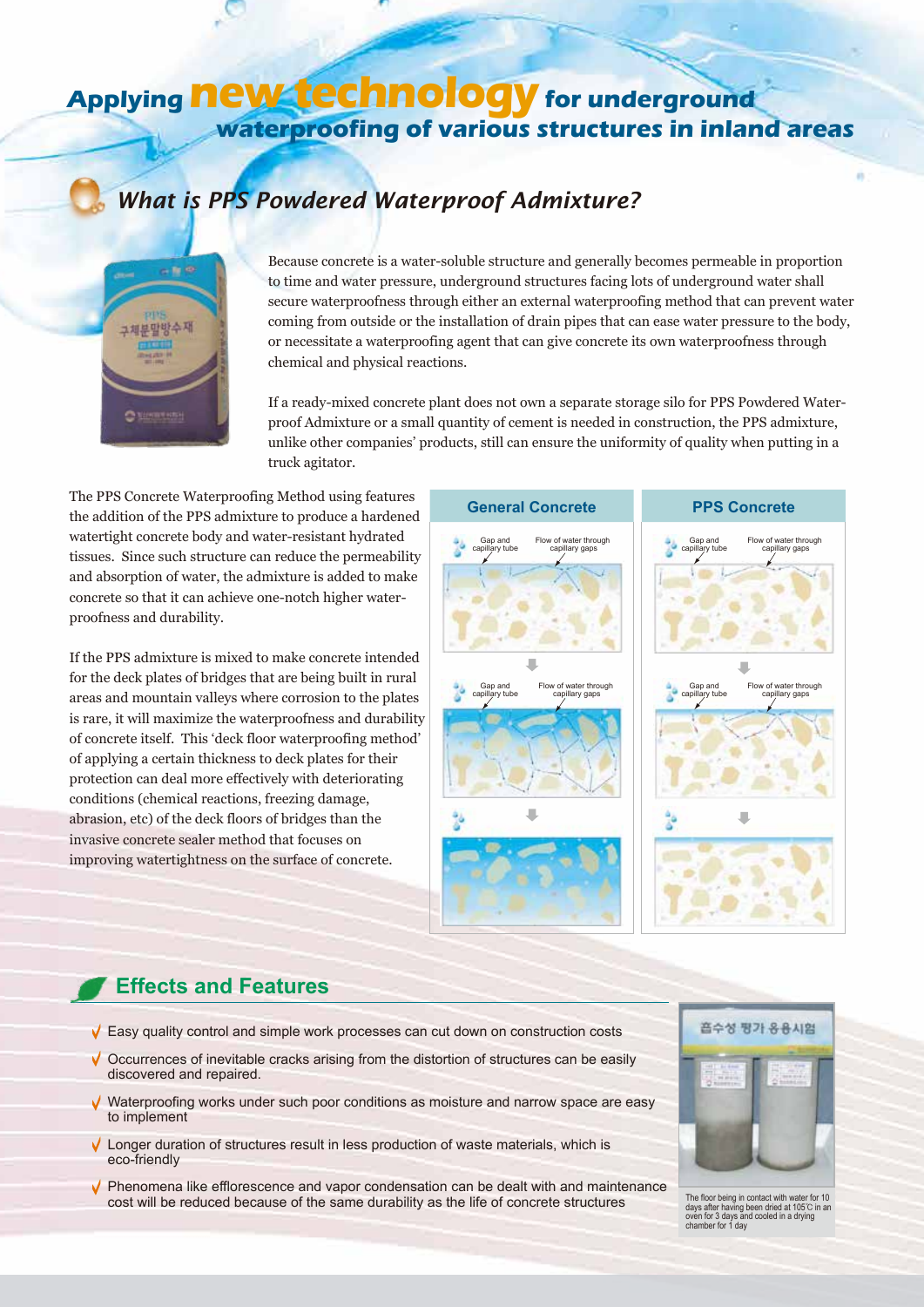# Applying new technology for underground waterproofing of various structures in inland areas

## What is PPS Powdered Waterproof Admixture?

Because concrete is a water-soluble structure and generally becomes permeable in proportion to time and water pressure, underground structures facing lots of underground water shall secure waterproofness through either an external waterproofing method that can prevent water coming from outside or the installation of drain pipes that can ease water pressure to the body, or necessitate a waterproofing agent that can give concrete its own waterproofness through chemical and physical reactions.

If a ready-mixed concrete plant does not own a separate storage silo for PPS Powdered Waterproof Admixture or a small quantity of cement is needed in construction, the PPS admixture, unlike other companies' products, still can ensure the uniformity of quality when putting in a truck agitator.

The PPS Concrete Waterproofing Method using features the addition of the PPS admixture to produce a hardened watertight concrete body and water-resistant hydrated tissues. Since such structure can reduce the permeability and absorption of water, the admixture is added to make concrete so that it can achieve one-notch higher waterproofness and durability.

If the PPS admixture is mixed to make concrete intended for the deck plates of bridges that are being built in rural areas and mountain valleys where corrosion to the plates is rare, it will maximize the waterproofness and durability of concrete itself. This 'deck floor waterproofing method' of applying a certain thickness to deck plates for their protection can deal more effectively with deteriorating conditions (chemical reactions, freezing damage, abrasion, etc) of the deck floors of bridges than the invasive concrete sealer method that focuses on improving watertightness on the surface of concrete.

**General Concrete** | **PPS Concrete**

Gap and capillary tube — Flow of water through capillary gaps

## Effects and Features

- Easy quality control and simple work processes can cut down on construction costs
- Occurrences of inevitable cracks arising from the distortion of structures can be easily discovered and repaired.
- Waterproofing works under such poor conditions as moisture and narrow space are easy to implement
- Longer duration of structures result in less production of waste materials, which is eco-friendly
- Phenomena like efflorescence and vapor condensation can be dealt with and maintenance cost will be reduced because of the same durability as the life of concrete structures

흡수성 평가 응용시험

The floor being in contact with water for 10 days after having been dried at 105℃ in an oven for 3 days and cooled in a drying chamber for 1 day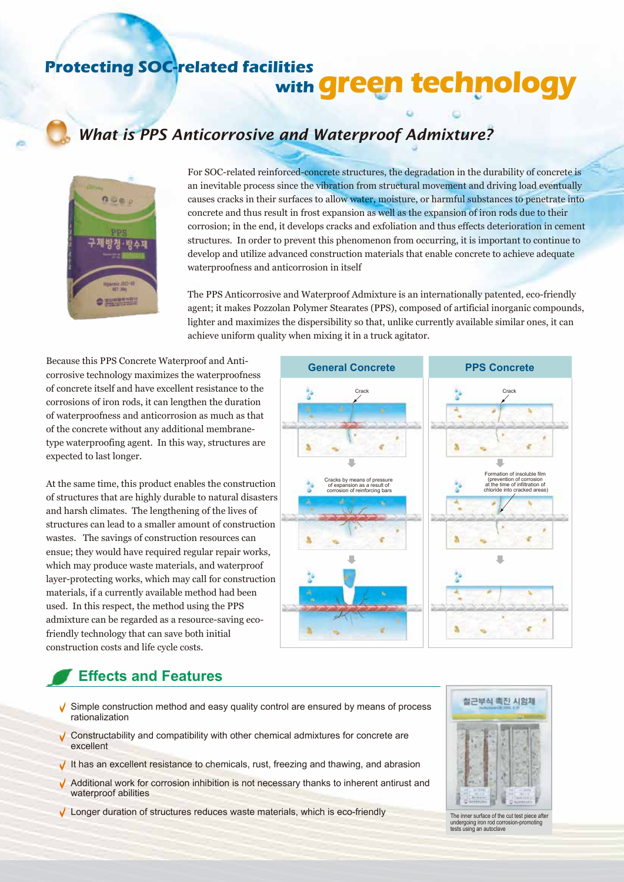# Protecting SOC-related facilities with green technology

## What is PPS Anticorrosive and Waterproof Admixture?

For SOC-related reinforced-concrete structures, the degradation in the durability of concrete is an inevitable process since the vibration from structural movement and driving load eventually causes cracks in their surfaces to allow water, moisture, or harmful substances to penetrate into concrete and thus result in frost expansion as well as the expansion of iron rods due to their corrosion; in the end, it develops cracks and exfoliation and thus effects deterioration in cement structures. In order to prevent this phenomenon from occurring, it is important to continue to develop and utilize advanced construction materials that enable concrete to achieve adequate waterproofness and anticorrosion in itself

The PPS Anticorrosive and Waterproof Admixture is an internationally patented, eco-friendly agent; it makes Pozzolan Polymer Stearates (PPS), composed of artificial inorganic compounds, lighter and maximizes the dispersibility so that, unlike currently available similar ones, it can achieve uniform quality when mixing it in a truck agitator.

Because this PPS Concrete Waterproof and Anti-corrosive technology maximizes the waterproofness of concrete itself and have excellent resistance to the corrosions of iron rods, it can lengthen the duration of waterproofness and anticorrosion as much as that of the concrete without any additional membrane-type waterproofing agent. In this way, structures are expected to last longer.

At the same time, this product enables the construction of structures that are highly durable to natural disasters and harsh climates. The lengthening of the lives of structures can lead to a smaller amount of construction wastes. The savings of construction resources can ensue; they would have required regular repair works, which may produce waste materials, and waterproof layer-protecting works, which may call for construction materials, if a currently available method had been used. In this respect, the method using the PPS admixture can be regarded as a resource-saving eco-friendly technology that can save both initial construction costs and life cycle costs.

| General Concrete | PPS Concrete |
|---|---|
| Crack | Crack |
| Cracks by means of pressure of expansion as a result of corrosion of reinforcing bars | Formation of insoluble film (prevention of corrosion at the time of infiltration of chloride into cracked areas) |

## Effects and Features

- Simple construction method and easy quality control are ensured by means of process rationalization
- Constructability and compatibility with other chemical admixtures for concrete are excellent
- It has an excellent resistance to chemicals, rust, freezing and thawing, and abrasion
- Additional work for corrosion inhibition is not necessary thanks to inherent antirust and waterproof abilities
- Longer duration of structures reduces waste materials, which is eco-friendly

The inner surface of the cut test piece after undergoing iron rod corrosion-promoting tests using an autoclave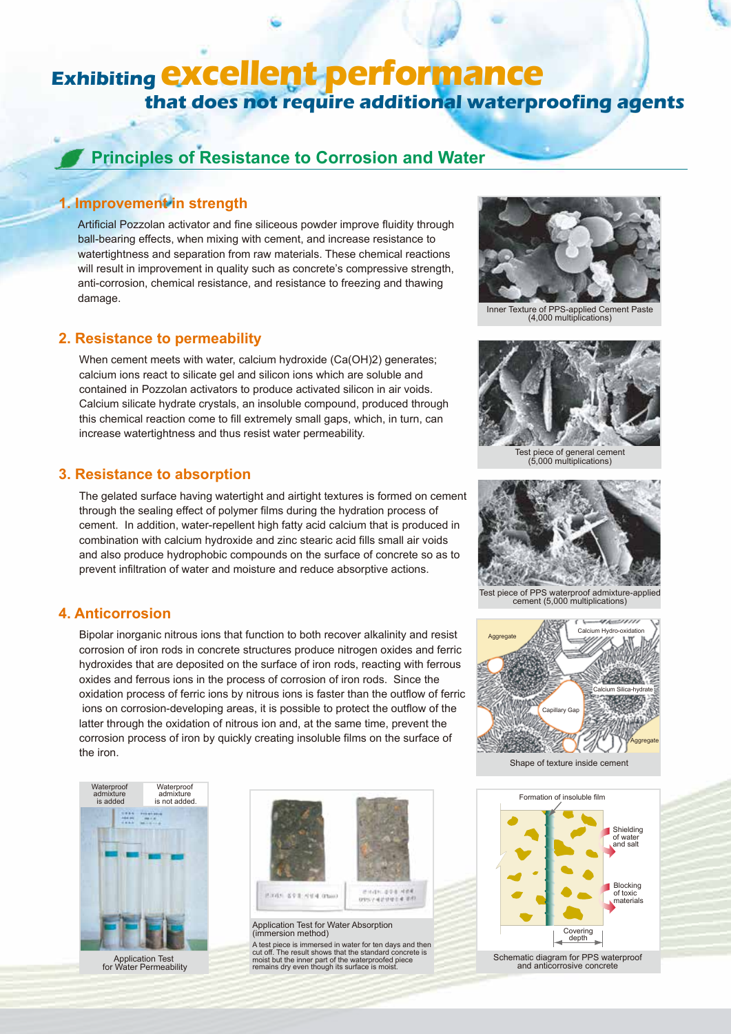# Exhibiting excellent performance that does not require additional waterproofing agents

## Principles of Resistance to Corrosion and Water

### 1. Improvement in strength

Artificial Pozzolan activator and fine siliceous powder improve fluidity through ball-bearing effects, when mixing with cement, and increase resistance to watertightness and separation from raw materials. These chemical reactions will result in improvement in quality such as concrete's compressive strength, anti-corrosion, chemical resistance, and resistance to freezing and thawing damage.

Inner Texture of PPS-applied Cement Paste (4,000 multiplications)

### 2. Resistance to permeability

When cement meets with water, calcium hydroxide ($Ca(OH)_2$) generates; calcium ions react to silicate gel and silicon ions which are soluble and contained in Pozzolan activators to produce activated silicon in air voids. Calcium silicate hydrate crystals, an insoluble compound, produced through this chemical reaction come to fill extremely small gaps, which, in turn, can increase watertightness and thus resist water permeability.

Test piece of general cement (5,000 multiplications)

### 3. Resistance to absorption

The gelated surface having watertight and airtight textures is formed on cement through the sealing effect of polymer films during the hydration process of cement. In addition, water-repellent high fatty acid calcium that is produced in combination with calcium hydroxide and zinc stearic acid fills small air voids and also produce hydrophobic compounds on the surface of concrete so as to prevent infiltration of water and moisture and reduce absorptive actions.

Test piece of PPS waterproof admixture-applied cement (5,000 multiplications)

### 4. Anticorrosion

Bipolar inorganic nitrous ions that function to both recover alkalinity and resist corrosion of iron rods in concrete structures produce nitrogen oxides and ferric hydroxides that are deposited on the surface of iron rods, reacting with ferrous oxides and ferrous ions in the process of corrosion of iron rods. Since the oxidation process of ferric ions by nitrous ions is faster than the outflow of ferric ions on corrosion-developing areas, it is possible to protect the outflow of the latter through the oxidation of nitrous ion and, at the same time, prevent the corrosion process of iron by quickly creating insoluble films on the surface of the iron.

Aggregate / Calcium Hydro-oxidation / Calcium Silica-hydrate / Capillary Gap / Aggregate

Shape of texture inside cement

Waterproof admixture is added | Waterproof admixture is not added.

Application Test for Water Permeability

Application Test for Water Absorption (immersion method)

A test piece is immersed in water for ten days and then cut off. The result shows that the standard concrete is moist but the inner part of the waterproofed piece remains dry even though its surface is moist.

Formation of insoluble film / Shielding of water and salt / Blocking of toxic materials / Covering depth

Schematic diagram for PPS waterproof and anticorrosive concrete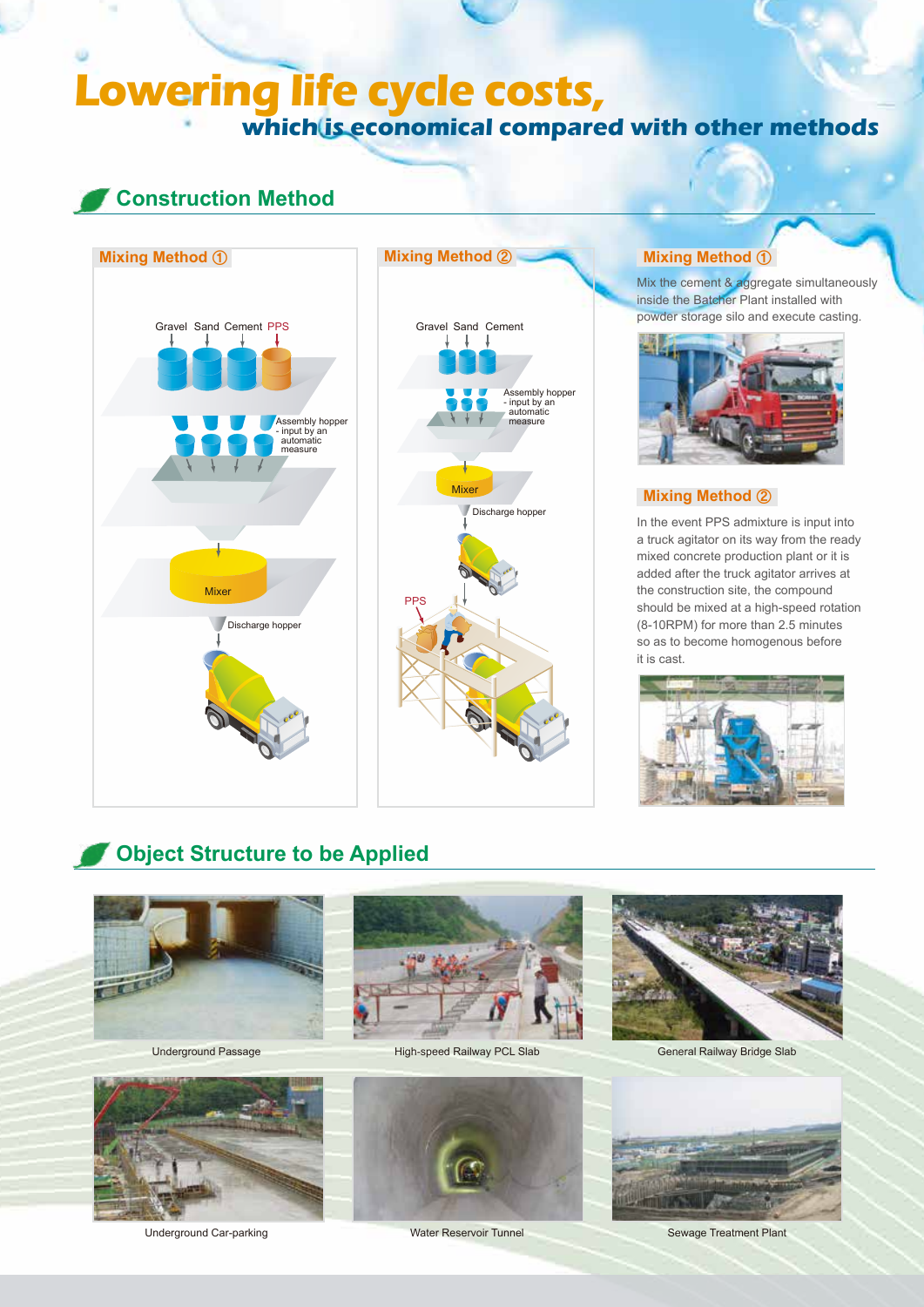# Lowering life cycle costs,

### which is economical compared with other methods

## Construction Method

### Mixing Method ①

Gravel Sand Cement PPS

Assembly hopper - input by an automatic measure

Mixer

Discharge hopper

### Mixing Method ②

Gravel Sand Cement

Assembly hopper - input by an automatic measure

Mixer

Discharge hopper

PPS

### Mixing Method ①

Mix the cement & aggregate simultaneously inside the Batcher Plant installed with powder storage silo and execute casting.

### Mixing Method ②

In the event PPS admixture is input into a truck agitator on its way from the ready mixed concrete production plant or it is added after the truck agitator arrives at the construction site, the compound should be mixed at a high-speed rotation (8-10RPM) for more than 2.5 minutes so as to become homogenous before it is cast.

## Object Structure to be Applied

Underground Passage

High-speed Railway PCL Slab

General Railway Bridge Slab

Underground Car-parking

Water Reservoir Tunnel

Sewage Treatment Plant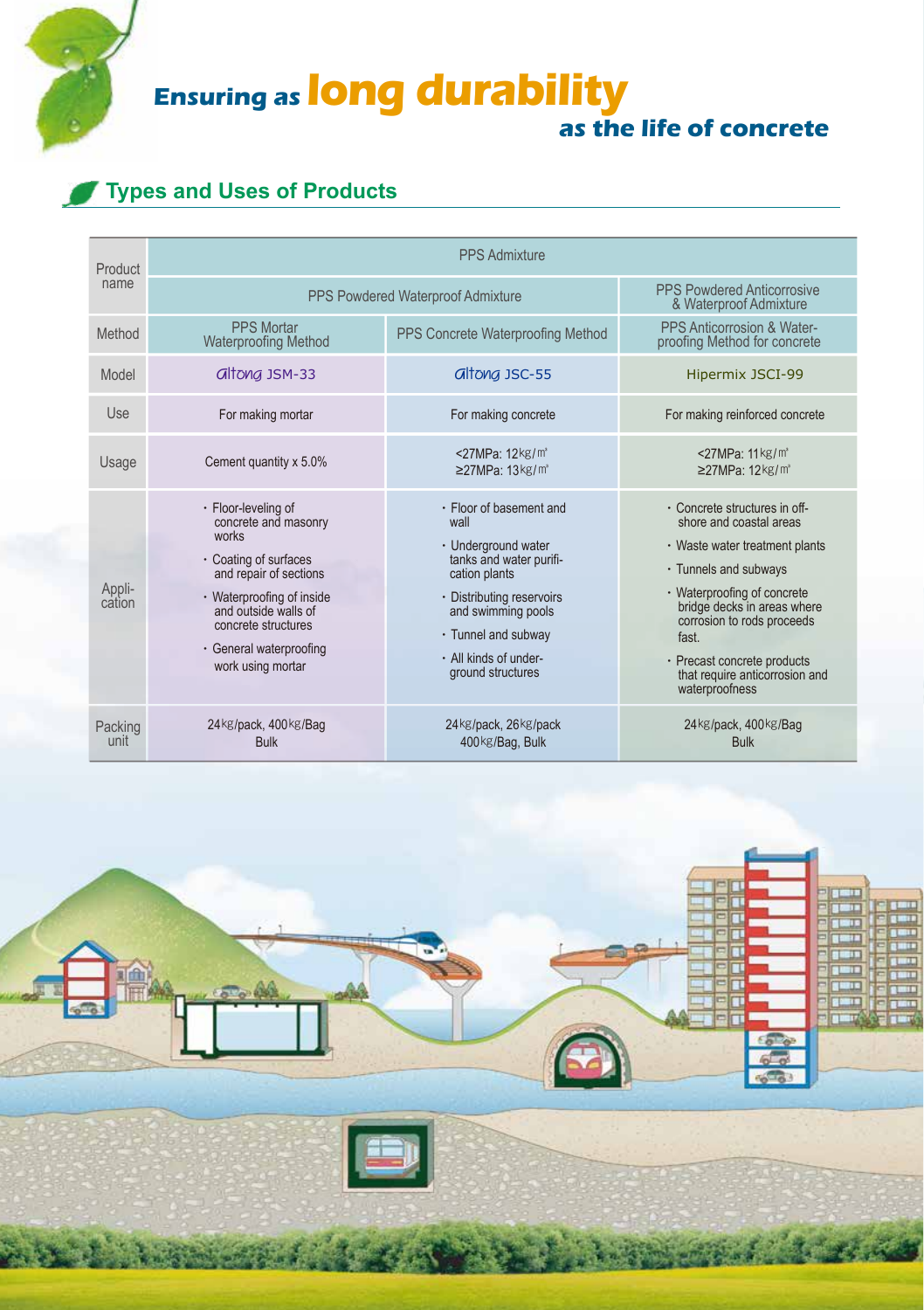# Ensuring as **long durability** as the life of concrete

## Types and Uses of Products

| Product name | PPS Admixture | | |
|---|---|---|---|
| | PPS Powdered Waterproof Admixture | | PPS Powdered Anticorrosive & Waterproof Admixture |
| Method | PPS Mortar Waterproofing Method | PPS Concrete Waterproofing Method | PPS Anticorrosion & Water-proofing Method for concrete |
| Model | altong JSM-33 | altong JSC-55 | Hipermix JSCI-99 |
| Use | For making mortar | For making concrete | For making reinforced concrete |
| Usage | Cement quantity x 5.0% | <27MPa: 12kg/m³<br>≥27MPa: 13kg/m³ | <27MPa: 11kg/m³<br>≥27MPa: 12kg/m³ |
| Application | · Floor-leveling of concrete and masonry works<br>· Coating of surfaces and repair of sections<br>· Waterproofing of inside and outside walls of concrete structures<br>· General waterproofing work using mortar | · Floor of basement and wall<br>· Underground water tanks and water purification plants<br>· Distributing reservoirs and swimming pools<br>· Tunnel and subway<br>· All kinds of underground structures | · Concrete structures in offshore and coastal areas<br>· Waste water treatment plants<br>· Tunnels and subways<br>· Waterproofing of concrete bridge decks in areas where corrosion to rods proceeds fast.<br>· Precast concrete products that require anticorrosion and waterproofness |
| Packing unit | 24kg/pack, 400kg/Bag<br>Bulk | 24kg/pack, 26kg/pack<br>400kg/Bag, Bulk | 24kg/pack, 400kg/Bag<br>Bulk |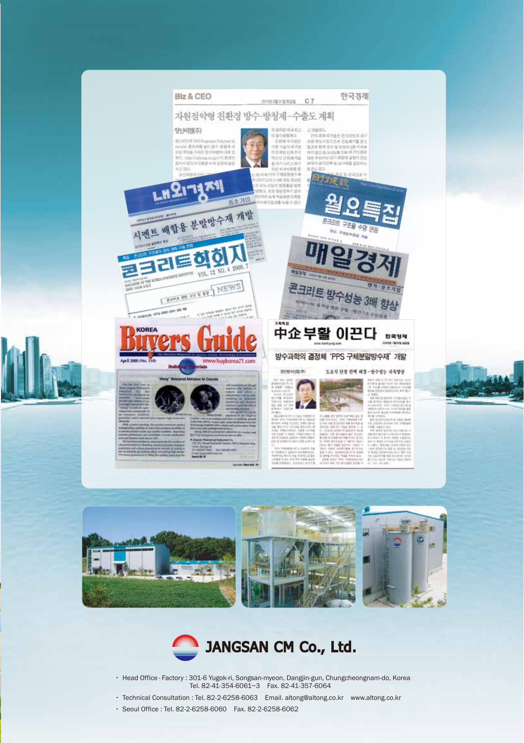**JANGSAN CM Co., Ltd.**

- Head Office · Factory : 301-6 Yugok-ri, Songsan-myeon, Dangjin-gun, Chungcheongnam-do, Korea
  Tel. 82-41-354-6061~3 Fax. 82-41-357-6064
- Technical Consultation : Tel. 82-2-6258-6063 Email. altong@altong.co.kr www.altong.co.kr
- Seoul Office : Tel. 82-2-6258-6060 Fax. 82-2-6258-6062